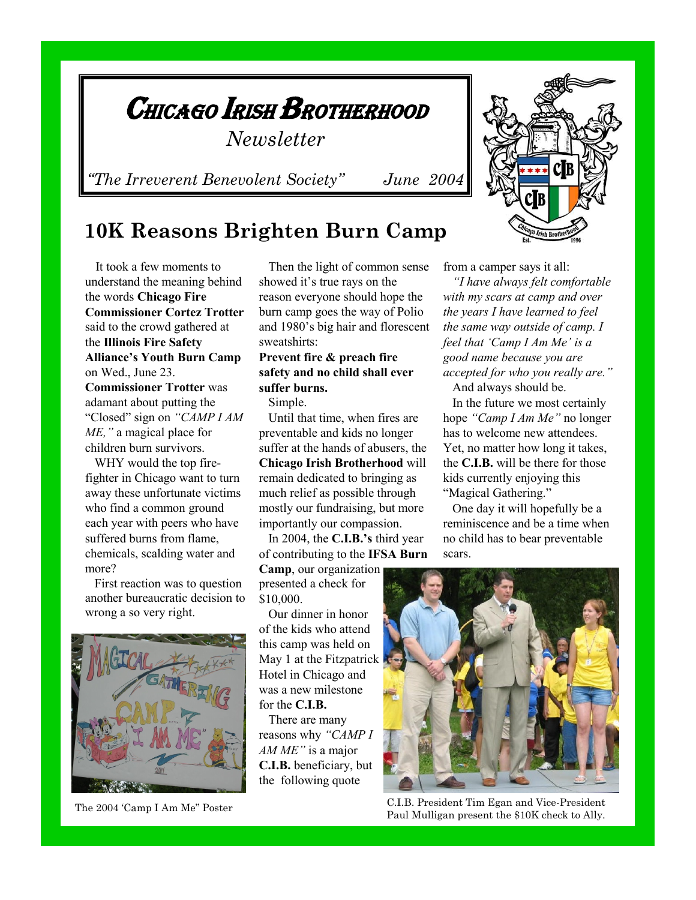# Chicago Irish Brotherhood

*Newsletter*

*"The Irreverent Benevolent Society"* *June 2004*

## 10K Reasons Brighten Burn Camp

It took a few moments to understand the meaning behind the words **Chicago Fire Commissioner Cortez Trotter** said to the crowd gathered at the **Illinois Fire Safety Alliance's Youth Burn Camp** on Wed., June 23.

**Commissioner Trotter** was adamant about putting the "Closed" sign on *"CAMP I AM ME,"* a magical place for children burn survivors.

WHY would the top fire-fighter in Chicago want to turn away these unfortunate victims who find a common ground each year with peers who have suffered burns from flame, chemicals, scalding water and more?

First reaction was to question another bureaucratic decision to wrong a so very right.

Then the light of common sense showed it's true rays on the reason everyone should hope the burn camp goes the way of Polio and 1980's big hair and florescent sweatshirts:

**Prevent fire & preach fire safety and no child shall ever suffer burns.**

Simple.

Until that time, when fires are preventable and kids no longer suffer at the hands of abusers, the **Chicago Irish Brotherhood** will remain dedicated to bringing as much relief as possible through mostly our fundraising, but more importantly our compassion.

In 2004, the **C.I.B.'s** third year of contributing to the **IFSA Burn Camp**, our organization presented a check for $10,000.

Our dinner in honor of the kids who attend this camp was held on May 1 at the Fitzpatrick Hotel in Chicago and was a new milestone for the **C.I.B.**

There are many reasons why *"CAMP I AM ME"* is a major **C.I.B.** beneficiary, but the following quote from a camper says it all:

*"I have always felt comfortable with my scars at camp and over the years I have learned to feel the same way outside of camp. I feel that 'Camp I Am Me' is a good name because you are accepted for who you really are."*

And always should be.

In the future we most certainly hope *"Camp I Am Me"* no longer has to welcome new attendees. Yet, no matter how long it takes, the **C.I.B.** will be there for those kids currently enjoying this "Magical Gathering."

One day it will hopefully be a reminiscence and be a time when no child has to bear preventable scars.

The 2004 'Camp I Am Me" Poster

C.I.B. President Tim Egan and Vice-President Paul Mulligan present the $10K check to Ally.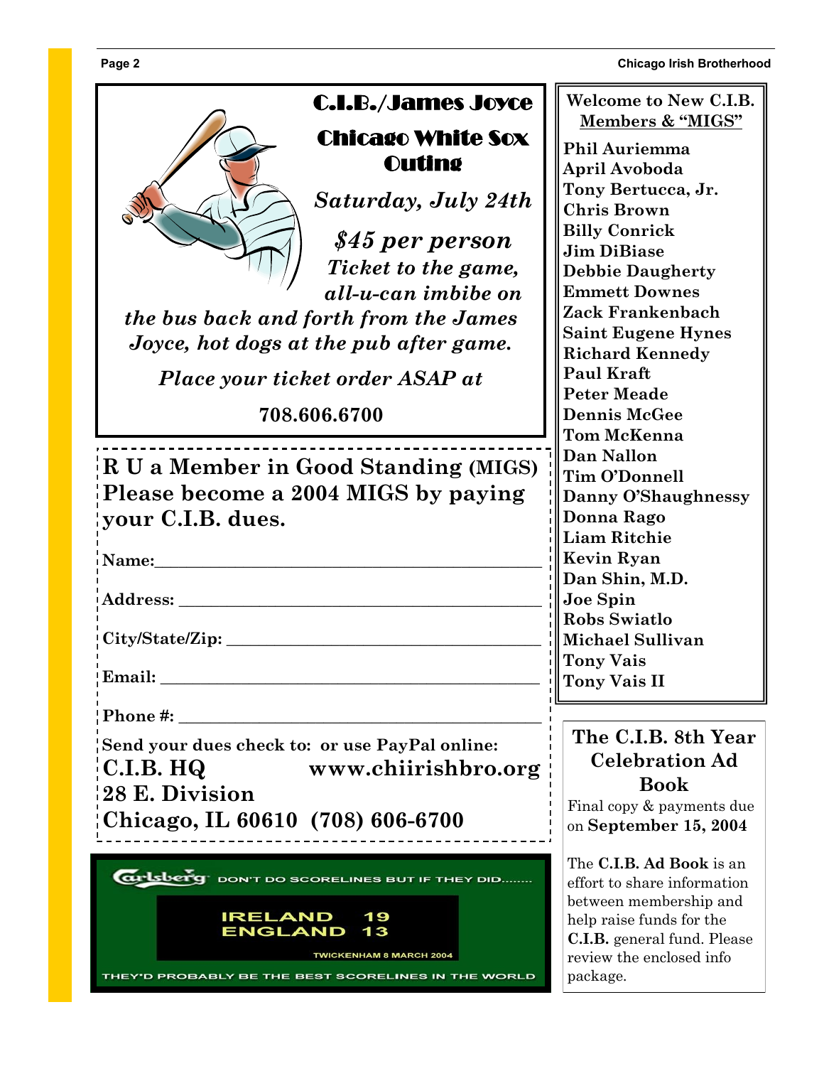## C.I.B./James Joyce Chicago White Sox Outing

*Saturday, July 24th*

*$45 per person*

*Ticket to the game, all-u-can imbibe on the bus back and forth from the James Joyce, hot dogs at the pub after game.*

*Place your ticket order ASAP at*

**708.606.6700**

**R U a Member in Good Standing (MIGS) Please become a 2004 MIGS by paying your C.I.B. dues.**

**Name:**\_\_\_\_\_\_\_\_\_\_\_\_\_\_\_\_\_\_\_\_\_\_\_\_\_\_\_\_\_\_\_\_\_\_\_\_\_\_\_\_\_\_\_\_

**Address:** \_\_\_\_\_\_\_\_\_\_\_\_\_\_\_\_\_\_\_\_\_\_\_\_\_\_\_\_\_\_\_\_\_\_\_\_\_\_\_\_\_

**City/State/Zip:** \_\_\_\_\_\_\_\_\_\_\_\_\_\_\_\_\_\_\_\_\_\_\_\_\_\_\_\_\_\_\_\_\_\_\_\_

**Email:** \_\_\_\_\_\_\_\_\_\_\_\_\_\_\_\_\_\_\_\_\_\_\_\_\_\_\_\_\_\_\_\_\_\_\_\_\_\_\_\_\_\_\_

**Phone #:** \_\_\_\_\_\_\_\_\_\_\_\_\_\_\_\_\_\_\_\_\_\_\_\_\_\_\_\_\_\_\_\_\_\_\_\_\_\_\_\_\_

**Send your dues check to: or use PayPal online:**

**C.I.B. HQ** **www.chiirishbro.org**
**28 E. Division**
**Chicago, IL 60610 (708) 606-6700**

Carlsberg DON'T DO SCORELINES BUT IF THEY DID........

IRELAND 19
ENGLAND 13

TWICKENHAM 8 MARCH 2004

THEY'D PROBABLY BE THE BEST SCORELINES IN THE WORLD

## Welcome to New C.I.B. Members & "MIGS"

**Phil Auriemma**
**April Avoboda**
**Tony Bertucca, Jr.**
**Chris Brown**
**Billy Conrick**
**Jim DiBiase**
**Debbie Daugherty**
**Emmett Downes**
**Zack Frankenbach**
**Saint Eugene Hynes**
**Richard Kennedy**
**Paul Kraft**
**Peter Meade**
**Dennis McGee**
**Tom McKenna**
**Dan Nallon**
**Tim O'Donnell**
**Danny O'Shaughnessy**
**Donna Rago**
**Liam Ritchie**
**Kevin Ryan**
**Dan Shin, M.D.**
**Joe Spin**
**Robs Swiatlo**
**Michael Sullivan**
**Tony Vais**
**Tony Vais II**

## The C.I.B. 8th Year Celebration Ad Book

Final copy & payments due on **September 15, 2004**

The **C.I.B. Ad Book** is an effort to share information between membership and help raise funds for the **C.I.B.** general fund. Please review the enclosed info package.